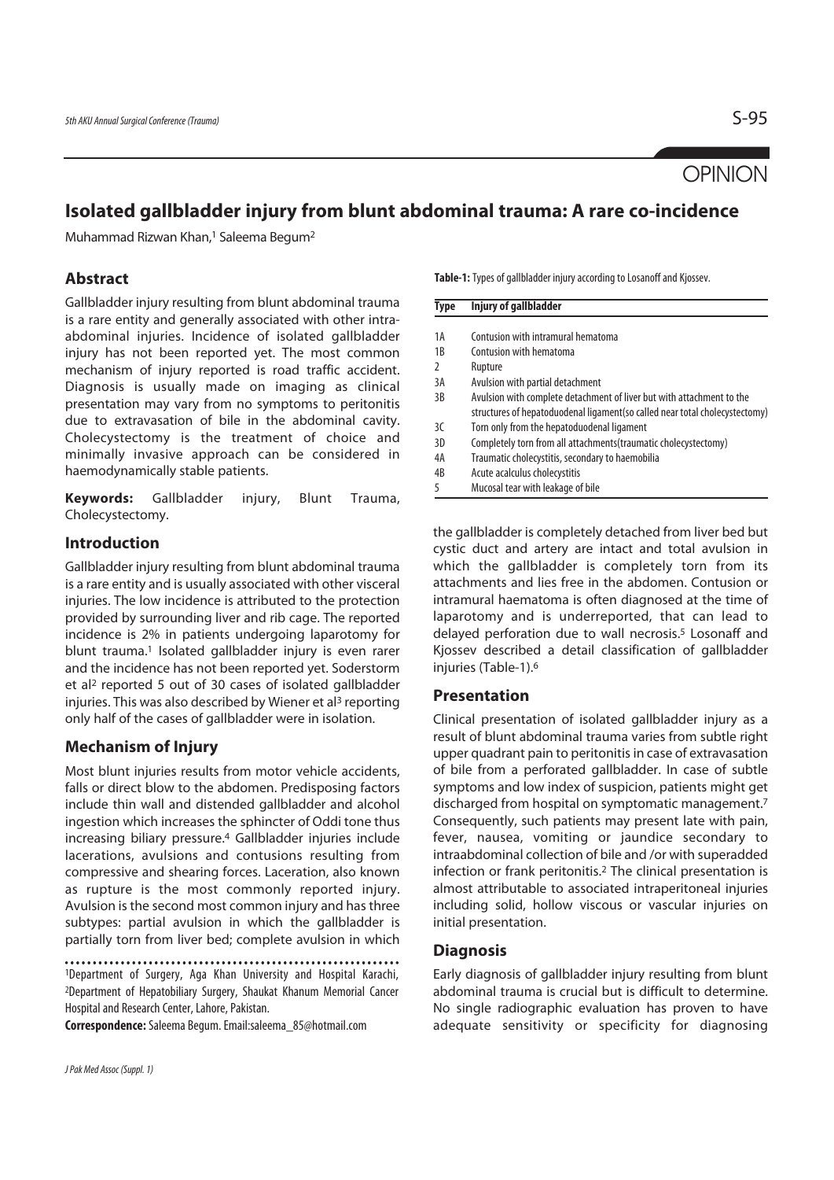OPINION

# Isolated gallbladder injury from blunt abdominal trauma: A rare co-incidence

Muhammad Rizwan Khan,[1] Saleema Begum[2]

## Abstract

Gallbladder injury resulting from blunt abdominal trauma is a rare entity and generally associated with other intra-abdominal injuries. Incidence of isolated gallbladder injury has not been reported yet. The most common mechanism of injury reported is road traffic accident. Diagnosis is usually made on imaging as clinical presentation may vary from no symptoms to peritonitis due to extravasation of bile in the abdominal cavity. Cholecystectomy is the treatment of choice and minimally invasive approach can be considered in haemodynamically stable patients.

**Keywords:** Gallbladder injury, Blunt Trauma, Cholecystectomy.

## Introduction

Gallbladder injury resulting from blunt abdominal trauma is a rare entity and is usually associated with other visceral injuries. The low incidence is attributed to the protection provided by surrounding liver and rib cage. The reported incidence is 2% in patients undergoing laparotomy for blunt trauma.[1] Isolated gallbladder injury is even rarer and the incidence has not been reported yet. Soderstorm et al[2] reported 5 out of 30 cases of isolated gallbladder injuries. This was also described by Wiener et al[3] reporting only half of the cases of gallbladder were in isolation.

## Mechanism of Injury

Most blunt injuries results from motor vehicle accidents, falls or direct blow to the abdomen. Predisposing factors include thin wall and distended gallbladder and alcohol ingestion which increases the sphincter of Oddi tone thus increasing biliary pressure.[4] Gallbladder injuries include lacerations, avulsions and contusions resulting from compressive and shearing forces. Laceration, also known as rupture is the most commonly reported injury. Avulsion is the second most common injury and has three subtypes: partial avulsion in which the gallbladder is partially torn from liver bed; complete avulsion in which the gallbladder is completely detached from liver bed but cystic duct and artery are intact and total avulsion in which the gallbladder is completely torn from its attachments and lies free in the abdomen. Contusion or intramural haematoma is often diagnosed at the time of laparotomy and is underreported, that can lead to delayed perforation due to wall necrosis.[5] Losonaff and Kjossev described a detail classification of gallbladder injuries (Table-1).[6]

**Table-1:** Types of gallbladder injury according to Losanoff and Kjossev.

| Type | Injury of gallbladder |
|---|---|
| 1A | Contusion with intramural hematoma |
| 1B | Contusion with hematoma |
| 2 | Rupture |
| 3A | Avulsion with partial detachment |
| 3B | Avulsion with complete detachment of liver but with attachment to the structures of hepatoduodenal ligament(so called near total cholecystectomy) |
| 3C | Torn only from the hepatoduodenal ligament |
| 3D | Completely torn from all attachments(traumatic cholecystectomy) |
| 4A | Traumatic cholecystitis, secondary to haemobilia |
| 4B | Acute acalculus cholecystitis |
| 5 | Mucosal tear with leakage of bile |

## Presentation

Clinical presentation of isolated gallbladder injury as a result of blunt abdominal trauma varies from subtle right upper quadrant pain to peritonitis in case of extravasation of bile from a perforated gallbladder. In case of subtle symptoms and low index of suspicion, patients might get discharged from hospital on symptomatic management.[7] Consequently, such patients may present late with pain, fever, nausea, vomiting or jaundice secondary to intraabdominal collection of bile and /or with superadded infection or frank peritonitis.[2] The clinical presentation is almost attributable to associated intraperitoneal injuries including solid, hollow viscous or vascular injuries on initial presentation.

## Diagnosis

Early diagnosis of gallbladder injury resulting from blunt abdominal trauma is crucial but is difficult to determine. No single radiographic evaluation has proven to have adequate sensitivity or specificity for diagnosing

[1]Department of Surgery, Aga Khan University and Hospital Karachi, [2]Department of Hepatobiliary Surgery, Shaukat Khanum Memorial Cancer Hospital and Research Center, Lahore, Pakistan.

**Correspondence:** Saleema Begum. Email:saleema_85@hotmail.com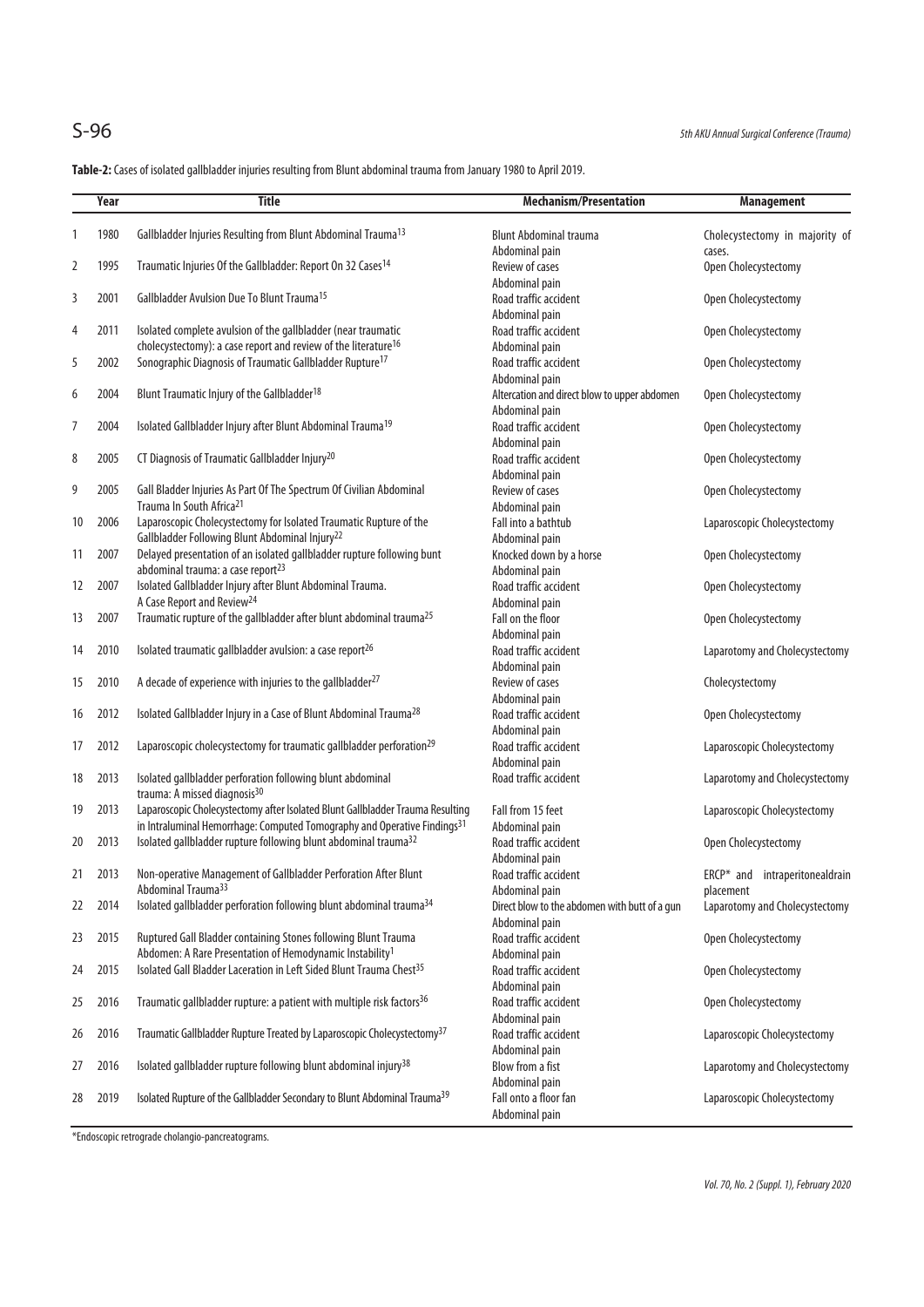**Table-2:** Cases of isolated gallbladder injuries resulting from Blunt abdominal trauma from January 1980 to April 2019.

| | Year | Title | Mechanism/Presentation | Management |
|---|---|---|---|---|
| 1 | 1980 | Gallbladder Injuries Resulting from Blunt Abdominal Trauma[13] | Blunt Abdominal trauma<br>Abdominal pain | Cholecystectomy in majority of cases. |
| 2 | 1995 | Traumatic Injuries Of the Gallbladder: Report On 32 Cases[14] | Review of cases<br>Abdominal pain | Open Cholecystectomy |
| 3 | 2001 | Gallbladder Avulsion Due To Blunt Trauma[15] | Road traffic accident<br>Abdominal pain | Open Cholecystectomy |
| 4 | 2011 | Isolated complete avulsion of the gallbladder (near traumatic cholecystectomy): a case report and review of the literature[16] | Road traffic accident<br>Abdominal pain | Open Cholecystectomy |
| 5 | 2002 | Sonographic Diagnosis of Traumatic Gallbladder Rupture[17] | Road traffic accident<br>Abdominal pain | Open Cholecystectomy |
| 6 | 2004 | Blunt Traumatic Injury of the Gallbladder[18] | Altercation and direct blow to upper abdomen<br>Abdominal pain | Open Cholecystectomy |
| 7 | 2004 | Isolated Gallbladder Injury after Blunt Abdominal Trauma[19] | Road traffic accident<br>Abdominal pain | Open Cholecystectomy |
| 8 | 2005 | CT Diagnosis of Traumatic Gallbladder Injury[20] | Road traffic accident<br>Abdominal pain | Open Cholecystectomy |
| 9 | 2005 | Gall Bladder Injuries As Part Of The Spectrum Of Civilian Abdominal Trauma In South Africa[21] | Review of cases<br>Abdominal pain | Open Cholecystectomy |
| 10 | 2006 | Laparoscopic Cholecystectomy for Isolated Traumatic Rupture of the Gallbladder Following Blunt Abdominal Injury[22] | Fall into a bathtub<br>Abdominal pain | Laparoscopic Cholecystectomy |
| 11 | 2007 | Delayed presentation of an isolated gallbladder rupture following bunt abdominal trauma: a case report[23] | Knocked down by a horse<br>Abdominal pain | Open Cholecystectomy |
| 12 | 2007 | Isolated Gallbladder Injury after Blunt Abdominal Trauma. A Case Report and Review[24] | Road traffic accident<br>Abdominal pain | Open Cholecystectomy |
| 13 | 2007 | Traumatic rupture of the gallbladder after blunt abdominal trauma[25] | Fall on the floor<br>Abdominal pain | Open Cholecystectomy |
| 14 | 2010 | Isolated traumatic gallbladder avulsion: a case report[26] | Road traffic accident<br>Abdominal pain | Laparotomy and Cholecystectomy |
| 15 | 2010 | A decade of experience with injuries to the gallbladder[27] | Review of cases<br>Abdominal pain | Cholecystectomy |
| 16 | 2012 | Isolated Gallbladder Injury in a Case of Blunt Abdominal Trauma[28] | Road traffic accident<br>Abdominal pain | Open Cholecystectomy |
| 17 | 2012 | Laparoscopic cholecystectomy for traumatic gallbladder perforation[29] | Road traffic accident<br>Abdominal pain | Laparoscopic Cholecystectomy |
| 18 | 2013 | Isolated gallbladder perforation following blunt abdominal trauma: A missed diagnosis[30] | Road traffic accident | Laparotomy and Cholecystectomy |
| 19 | 2013 | Laparoscopic Cholecystectomy after Isolated Blunt Gallbladder Trauma Resulting in Intraluminal Hemorrhage: Computed Tomography and Operative Findings[31] | Fall from 15 feet<br>Abdominal pain | Laparoscopic Cholecystectomy |
| 20 | 2013 | Isolated gallbladder rupture following blunt abdominal trauma[32] | Road traffic accident<br>Abdominal pain | Open Cholecystectomy |
| 21 | 2013 | Non-operative Management of Gallbladder Perforation After Blunt Abdominal Trauma[33] | Road traffic accident<br>Abdominal pain | ERCP* and intraperitonealdrain placement |
| 22 | 2014 | Isolated gallbladder perforation following blunt abdominal trauma[34] | Direct blow to the abdomen with butt of a gun<br>Abdominal pain | Laparotomy and Cholecystectomy |
| 23 | 2015 | Ruptured Gall Bladder containing Stones following Blunt Trauma Abdomen: A Rare Presentation of Hemodynamic Instability[1] | Road traffic accident<br>Abdominal pain | Open Cholecystectomy |
| 24 | 2015 | Isolated Gall Bladder Laceration in Left Sided Blunt Trauma Chest[35] | Road traffic accident<br>Abdominal pain | Open Cholecystectomy |
| 25 | 2016 | Traumatic gallbladder rupture: a patient with multiple risk factors[36] | Road traffic accident<br>Abdominal pain | Open Cholecystectomy |
| 26 | 2016 | Traumatic Gallbladder Rupture Treated by Laparoscopic Cholecystectomy[37] | Road traffic accident<br>Abdominal pain | Laparoscopic Cholecystectomy |
| 27 | 2016 | Isolated gallbladder rupture following blunt abdominal injury[38] | Blow from a fist<br>Abdominal pain | Laparotomy and Cholecystectomy |
| 28 | 2019 | Isolated Rupture of the Gallbladder Secondary to Blunt Abdominal Trauma[39] | Fall onto a floor fan<br>Abdominal pain | Laparoscopic Cholecystectomy |

*Endoscopic retrograde cholangio-pancreatograms.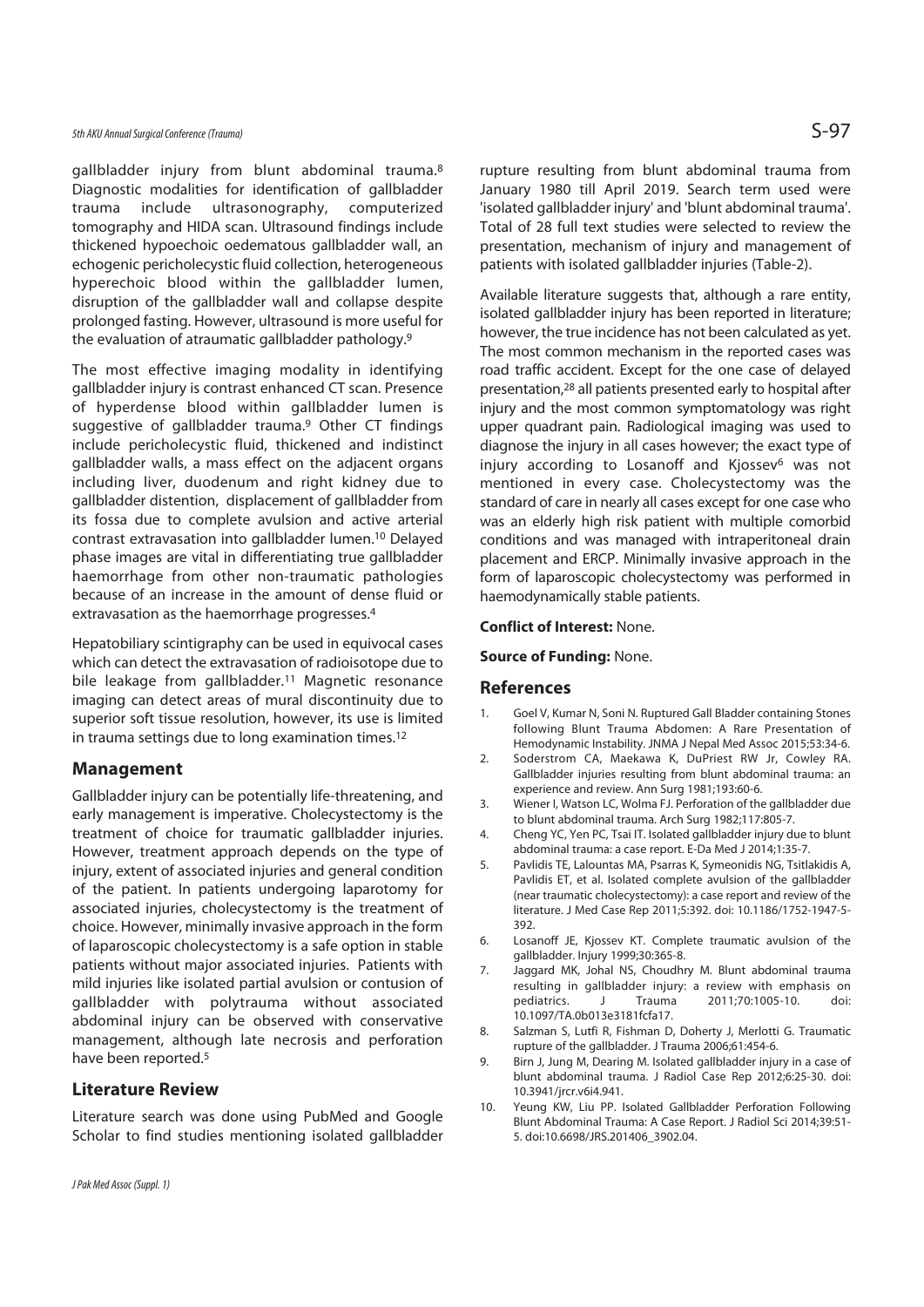gallbladder injury from blunt abdominal trauma.[8] Diagnostic modalities for identification of gallbladder trauma include ultrasonography, computerized tomography and HIDA scan. Ultrasound findings include thickened hypoechoic oedematous gallbladder wall, an echogenic pericholecystic fluid collection, heterogeneous hyperechoic blood within the gallbladder lumen, disruption of the gallbladder wall and collapse despite prolonged fasting. However, ultrasound is more useful for the evaluation of atraumatic gallbladder pathology.[9]

The most effective imaging modality in identifying gallbladder injury is contrast enhanced CT scan. Presence of hyperdense blood within gallbladder lumen is suggestive of gallbladder trauma.[9] Other CT findings include pericholecystic fluid, thickened and indistinct gallbladder walls, a mass effect on the adjacent organs including liver, duodenum and right kidney due to gallbladder distention, displacement of gallbladder from its fossa due to complete avulsion and active arterial contrast extravasation into gallbladder lumen.[10] Delayed phase images are vital in differentiating true gallbladder haemorrhage from other non-traumatic pathologies because of an increase in the amount of dense fluid or extravasation as the haemorrhage progresses.[4]

Hepatobiliary scintigraphy can be used in equivocal cases which can detect the extravasation of radioisotope due to bile leakage from gallbladder.[11] Magnetic resonance imaging can detect areas of mural discontinuity due to superior soft tissue resolution, however, its use is limited in trauma settings due to long examination times.[12]

## Management

Gallbladder injury can be potentially life-threatening, and early management is imperative. Cholecystectomy is the treatment of choice for traumatic gallbladder injuries. However, treatment approach depends on the type of injury, extent of associated injuries and general condition of the patient. In patients undergoing laparotomy for associated injuries, cholecystectomy is the treatment of choice. However, minimally invasive approach in the form of laparoscopic cholecystectomy is a safe option in stable patients without major associated injuries. Patients with mild injuries like isolated partial avulsion or contusion of gallbladder with polytrauma without associated abdominal injury can be observed with conservative management, although late necrosis and perforation have been reported.[5]

## Literature Review

Literature search was done using PubMed and Google Scholar to find studies mentioning isolated gallbladder rupture resulting from blunt abdominal trauma from January 1980 till April 2019. Search term used were 'isolated gallbladder injury' and 'blunt abdominal trauma'. Total of 28 full text studies were selected to review the presentation, mechanism of injury and management of patients with isolated gallbladder injuries (Table-2).

Available literature suggests that, although a rare entity, isolated gallbladder injury has been reported in literature; however, the true incidence has not been calculated as yet. The most common mechanism in the reported cases was road traffic accident. Except for the one case of delayed presentation,[28] all patients presented early to hospital after injury and the most common symptomatology was right upper quadrant pain. Radiological imaging was used to diagnose the injury in all cases however; the exact type of injury according to Losanoff and Kjossev[6] was not mentioned in every case. Cholecystectomy was the standard of care in nearly all cases except for one case who was an elderly high risk patient with multiple comorbid conditions and was managed with intraperitoneal drain placement and ERCP. Minimally invasive approach in the form of laparoscopic cholecystectomy was performed in haemodynamically stable patients.

**Conflict of Interest:** None.

**Source of Funding:** None.

## References

1. Goel V, Kumar N, Soni N. Ruptured Gall Bladder containing Stones following Blunt Trauma Abdomen: A Rare Presentation of Hemodynamic Instability. JNMA J Nepal Med Assoc 2015;53:34-6.
2. Soderstrom CA, Maekawa K, DuPriest RW Jr, Cowley RA. Gallbladder injuries resulting from blunt abdominal trauma: an experience and review. Ann Surg 1981;193:60-6.
3. Wiener I, Watson LC, Wolma FJ. Perforation of the gallbladder due to blunt abdominal trauma. Arch Surg 1982;117:805-7.
4. Cheng YC, Yen PC, Tsai IT. Isolated gallbladder injury due to blunt abdominal trauma: a case report. E-Da Med J 2014;1:35-7.
5. Pavlidis TE, Lalountas MA, Psarras K, Symeonidis NG, Tsitlakidis A, Pavlidis ET, et al. Isolated complete avulsion of the gallbladder (near traumatic cholecystectomy): a case report and review of the literature. J Med Case Rep 2011;5:392. doi: 10.1186/1752-1947-5-392.
6. Losanoff JE, Kjossev KT. Complete traumatic avulsion of the gallbladder. Injury 1999;30:365-8.
7. Jaggard MK, Johal NS, Choudhry M. Blunt abdominal trauma resulting in gallbladder injury: a review with emphasis on pediatrics. J Trauma 2011;70:1005-10. doi: 10.1097/TA.0b013e3181fcfa17.
8. Salzman S, Lutfi R, Fishman D, Doherty J, Merlotti G. Traumatic rupture of the gallbladder. J Trauma 2006;61:454-6.
9. Birn J, Jung M, Dearing M. Isolated gallbladder injury in a case of blunt abdominal trauma. J Radiol Case Rep 2012;6:25-30. doi: 10.3941/jrcr.v6i4.941.
10. Yeung KW, Liu PP. Isolated Gallbladder Perforation Following Blunt Abdominal Trauma: A Case Report. J Radiol Sci 2014;39:51-5. doi:10.6698/JRS.201406_3902.04.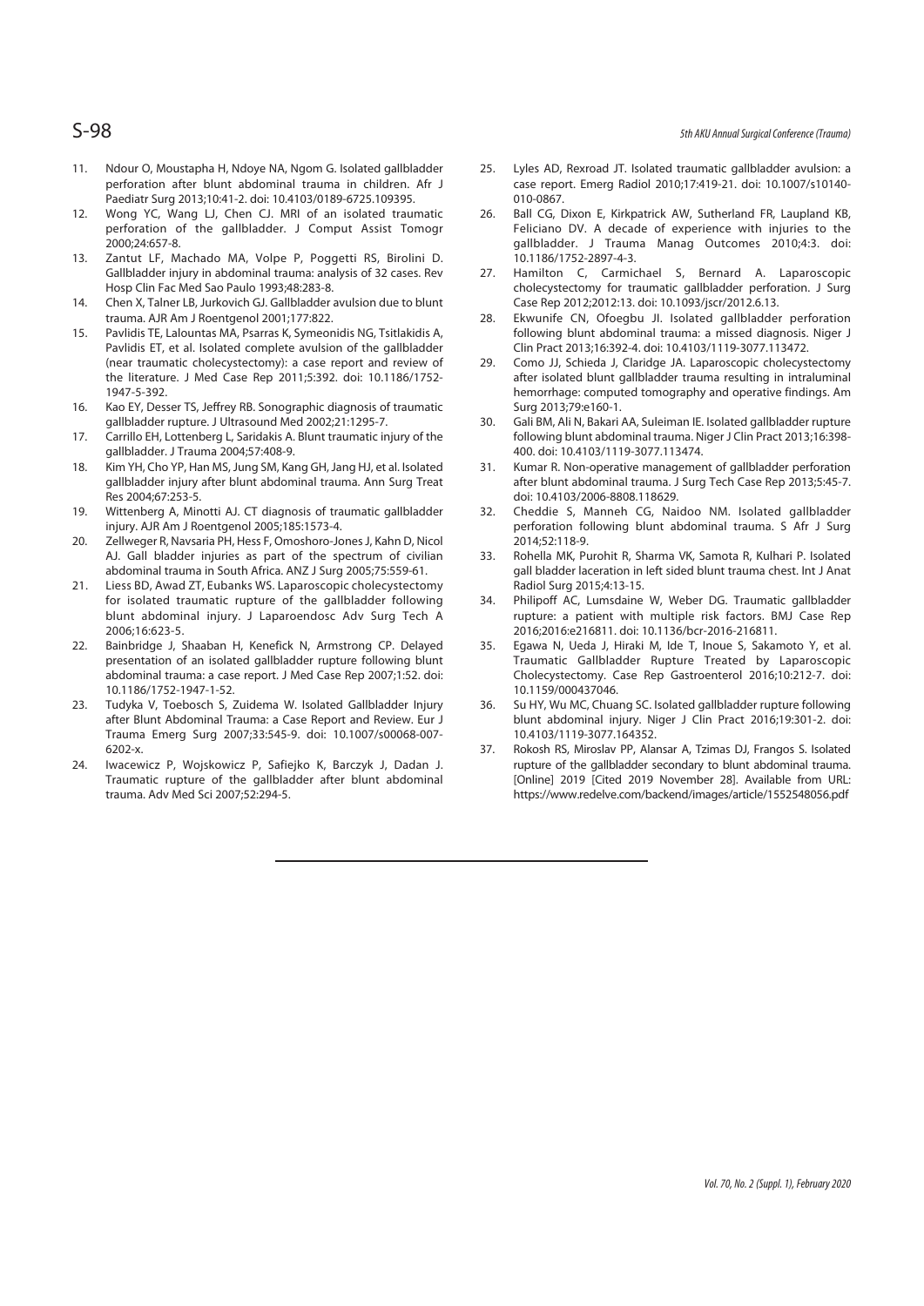11. Ndour O, Moustapha H, Ndoye NA, Ngom G. Isolated gallbladder perforation after blunt abdominal trauma in children. Afr J Paediatr Surg 2013;10:41-2. doi: 10.4103/0189-6725.109395.
12. Wong YC, Wang LJ, Chen CJ. MRI of an isolated traumatic perforation of the gallbladder. J Comput Assist Tomogr 2000;24:657-8.
13. Zantut LF, Machado MA, Volpe P, Poggetti RS, Birolini D. Gallbladder injury in abdominal trauma: analysis of 32 cases. Rev Hosp Clin Fac Med Sao Paulo 1993;48:283-8.
14. Chen X, Talner LB, Jurkovich GJ. Gallbladder avulsion due to blunt trauma. AJR Am J Roentgenol 2001;177:822.
15. Pavlidis TE, Lalountas MA, Psarras K, Symeonidis NG, Tsitlakidis A, Pavlidis ET, et al. Isolated complete avulsion of the gallbladder (near traumatic cholecystectomy): a case report and review of the literature. J Med Case Rep 2011;5:392. doi: 10.1186/1752-1947-5-392.
16. Kao EY, Desser TS, Jeffrey RB. Sonographic diagnosis of traumatic gallbladder rupture. J Ultrasound Med 2002;21:1295-7.
17. Carrillo EH, Lottenberg L, Saridakis A. Blunt traumatic injury of the gallbladder. J Trauma 2004;57:408-9.
18. Kim YH, Cho YP, Han MS, Jung SM, Kang GH, Jang HJ, et al. Isolated gallbladder injury after blunt abdominal trauma. Ann Surg Treat Res 2004;67:253-5.
19. Wittenberg A, Minotti AJ. CT diagnosis of traumatic gallbladder injury. AJR Am J Roentgenol 2005;185:1573-4.
20. Zellweger R, Navsaria PH, Hess F, Omoshoro-Jones J, Kahn D, Nicol AJ. Gall bladder injuries as part of the spectrum of civilian abdominal trauma in South Africa. ANZ J Surg 2005;75:559-61.
21. Liess BD, Awad ZT, Eubanks WS. Laparoscopic cholecystectomy for isolated traumatic rupture of the gallbladder following blunt abdominal injury. J Laparoendosc Adv Surg Tech A 2006;16:623-5.
22. Bainbridge J, Shaaban H, Kenefick N, Armstrong CP. Delayed presentation of an isolated gallbladder rupture following blunt abdominal trauma: a case report. J Med Case Rep 2007;1:52. doi: 10.1186/1752-1947-1-52.
23. Tudyka V, Toebosch S, Zuidema W. Isolated Gallbladder Injury after Blunt Abdominal Trauma: a Case Report and Review. Eur J Trauma Emerg Surg 2007;33:545-9. doi: 10.1007/s00068-007-6202-x.
24. Iwacewicz P, Wojskowicz P, Safiejko K, Barczyk J, Dadan J. Traumatic rupture of the gallbladder after blunt abdominal trauma. Adv Med Sci 2007;52:294-5.
25. Lyles AD, Rexroad JT. Isolated traumatic gallbladder avulsion: a case report. Emerg Radiol 2010;17:419-21. doi: 10.1007/s10140-010-0867.
26. Ball CG, Dixon E, Kirkpatrick AW, Sutherland FR, Laupland KB, Feliciano DV. A decade of experience with injuries to the gallbladder. J Trauma Manag Outcomes 2010;4:3. doi: 10.1186/1752-2897-4-3.
27. Hamilton C, Carmichael S, Bernard A. Laparoscopic cholecystectomy for traumatic gallbladder perforation. J Surg Case Rep 2012;2012:13. doi: 10.1093/jscr/2012.6.13.
28. Ekwunife CN, Ofoegbu JI. Isolated gallbladder perforation following blunt abdominal trauma: a missed diagnosis. Niger J Clin Pract 2013;16:392-4. doi: 10.4103/1119-3077.113472.
29. Como JJ, Schieda J, Claridge JA. Laparoscopic cholecystectomy after isolated blunt gallbladder trauma resulting in intraluminal hemorrhage: computed tomography and operative findings. Am Surg 2013;79:e160-1.
30. Gali BM, Ali N, Bakari AA, Suleiman IE. Isolated gallbladder rupture following blunt abdominal trauma. Niger J Clin Pract 2013;16:398-400. doi: 10.4103/1119-3077.113474.
31. Kumar R. Non-operative management of gallbladder perforation after blunt abdominal trauma. J Surg Tech Case Rep 2013;5:45-7. doi: 10.4103/2006-8808.118629.
32. Cheddie S, Manneh CG, Naidoo NM. Isolated gallbladder perforation following blunt abdominal trauma. S Afr J Surg 2014;52:118-9.
33. Rohella MK, Purohit R, Sharma VK, Samota R, Kulhari P. Isolated gall bladder laceration in left sided blunt trauma chest. Int J Anat Radiol Surg 2015;4:13-15.
34. Philipoff AC, Lumsdaine W, Weber DG. Traumatic gallbladder rupture: a patient with multiple risk factors. BMJ Case Rep 2016;2016:e216811. doi: 10.1136/bcr-2016-216811.
35. Egawa N, Ueda J, Hiraki M, Ide T, Inoue S, Sakamoto Y, et al. Traumatic Gallbladder Rupture Treated by Laparoscopic Cholecystectomy. Case Rep Gastroenterol 2016;10:212-7. doi: 10.1159/000437046.
36. Su HY, Wu MC, Chuang SC. Isolated gallbladder rupture following blunt abdominal injury. Niger J Clin Pract 2016;19:301-2. doi: 10.4103/1119-3077.164352.
37. Rokosh RS, Miroslav PP, Alansar A, Tzimas DJ, Frangos S. Isolated rupture of the gallbladder secondary to blunt abdominal trauma. [Online] 2019 [Cited 2019 November 28]. Available from URL: https://www.redelve.com/backend/images/article/1552548056.pdf